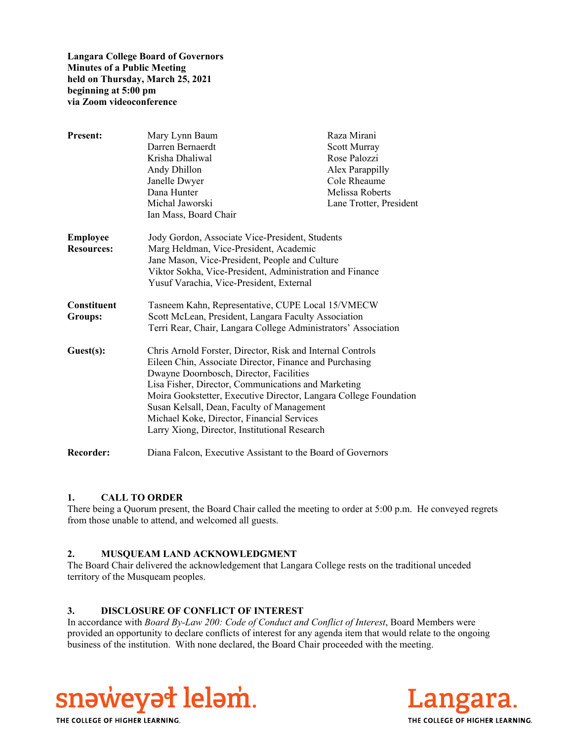**Langara College Board of Governors**
**Minutes of a Public Meeting**
**held on Thursday, March 25, 2021**
**beginning at 5:00 pm**
**via Zoom videoconference**

| | | |
|---|---|---|
| **Present:** | Mary Lynn Baum<br>Darren Bernaerdt<br>Krisha Dhaliwal<br>Andy Dhillon<br>Janelle Dwyer<br>Dana Hunter<br>Michal Jaworski<br>Ian Mass, Board Chair | Raza Mirani<br>Scott Murray<br>Rose Palozzi<br>Alex Parappilly<br>Cole Rheaume<br>Melissa Roberts<br>Lane Trotter, President |
| **Employee Resources:** | Jody Gordon, Associate Vice-President, Students<br>Marg Heldman, Vice-President, Academic<br>Jane Mason, Vice-President, People and Culture<br>Viktor Sokha, Vice-President, Administration and Finance<br>Yusuf Varachia, Vice-President, External | |
| **Constituent Groups:** | Tasneem Kahn, Representative, CUPE Local 15/VMECW<br>Scott McLean, President, Langara Faculty Association<br>Terri Rear, Chair, Langara College Administrators' Association | |
| **Guest(s):** | Chris Arnold Forster, Director, Risk and Internal Controls<br>Eileen Chin, Associate Director, Finance and Purchasing<br>Dwayne Doornbosch, Director, Facilities<br>Lisa Fisher, Director, Communications and Marketing<br>Moira Gookstetter, Executive Director, Langara College Foundation<br>Susan Kelsall, Dean, Faculty of Management<br>Michael Koke, Director, Financial Services<br>Larry Xiong, Director, Institutional Research | |
| **Recorder:** | Diana Falcon, Executive Assistant to the Board of Governors | |

## 1. CALL TO ORDER

There being a Quorum present, the Board Chair called the meeting to order at 5:00 p.m. He conveyed regrets from those unable to attend, and welcomed all guests.

## 2. MUSQUEAM LAND ACKNOWLEDGMENT

The Board Chair delivered the acknowledgement that Langara College rests on the traditional unceded territory of the Musqueam peoples.

## 3. DISCLOSURE OF CONFLICT OF INTEREST

In accordance with *Board By-Law 200: Code of Conduct and Conflict of Interest*, Board Members were provided an opportunity to declare conflicts of interest for any agenda item that would relate to the ongoing business of the institution. With none declared, the Board Chair proceeded with the meeting.

snəw̓eyəɬ leləm̓.
THE COLLEGE OF HIGHER LEARNING.

Langara.
THE COLLEGE OF HIGHER LEARNING.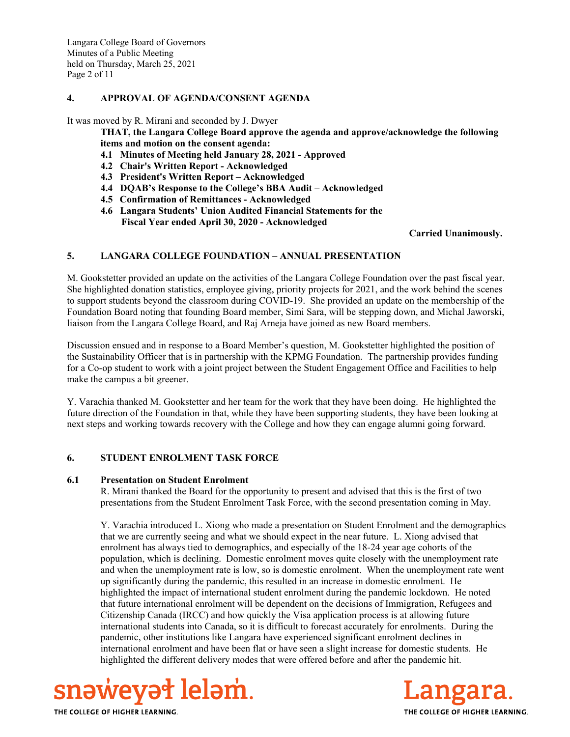## 4. APPROVAL OF AGENDA/CONSENT AGENDA

It was moved by R. Mirani and seconded by J. Dwyer

**THAT, the Langara College Board approve the agenda and approve/acknowledge the following items and motion on the consent agenda:**

**4.1 Minutes of Meeting held January 28, 2021 - Approved**
**4.2 Chair's Written Report - Acknowledged**
**4.3 President's Written Report – Acknowledged**
**4.4 DQAB's Response to the College's BBA Audit – Acknowledged**
**4.5 Confirmation of Remittances - Acknowledged**
**4.6 Langara Students' Union Audited Financial Statements for the Fiscal Year ended April 30, 2020 - Acknowledged**

**Carried Unanimously.**

## 5. LANGARA COLLEGE FOUNDATION – ANNUAL PRESENTATION

M. Gookstetter provided an update on the activities of the Langara College Foundation over the past fiscal year. She highlighted donation statistics, employee giving, priority projects for 2021, and the work behind the scenes to support students beyond the classroom during COVID-19. She provided an update on the membership of the Foundation Board noting that founding Board member, Simi Sara, will be stepping down, and Michal Jaworski, liaison from the Langara College Board, and Raj Arneja have joined as new Board members.

Discussion ensued and in response to a Board Member's question, M. Gookstetter highlighted the position of the Sustainability Officer that is in partnership with the KPMG Foundation. The partnership provides funding for a Co-op student to work with a joint project between the Student Engagement Office and Facilities to help make the campus a bit greener.

Y. Varachia thanked M. Gookstetter and her team for the work that they have been doing. He highlighted the future direction of the Foundation in that, while they have been supporting students, they have been looking at next steps and working towards recovery with the College and how they can engage alumni going forward.

## 6. STUDENT ENROLMENT TASK FORCE

### 6.1 Presentation on Student Enrolment

R. Mirani thanked the Board for the opportunity to present and advised that this is the first of two presentations from the Student Enrolment Task Force, with the second presentation coming in May.

Y. Varachia introduced L. Xiong who made a presentation on Student Enrolment and the demographics that we are currently seeing and what we should expect in the near future. L. Xiong advised that enrolment has always tied to demographics, and especially of the 18-24 year age cohorts of the population, which is declining. Domestic enrolment moves quite closely with the unemployment rate and when the unemployment rate is low, so is domestic enrolment. When the unemployment rate went up significantly during the pandemic, this resulted in an increase in domestic enrolment. He highlighted the impact of international student enrolment during the pandemic lockdown. He noted that future international enrolment will be dependent on the decisions of Immigration, Refugees and Citizenship Canada (IRCC) and how quickly the Visa application process is at allowing future international students into Canada, so it is difficult to forecast accurately for enrolments. During the pandemic, other institutions like Langara have experienced significant enrolment declines in international enrolment and have been flat or have seen a slight increase for domestic students. He highlighted the different delivery modes that were offered before and after the pandemic hit.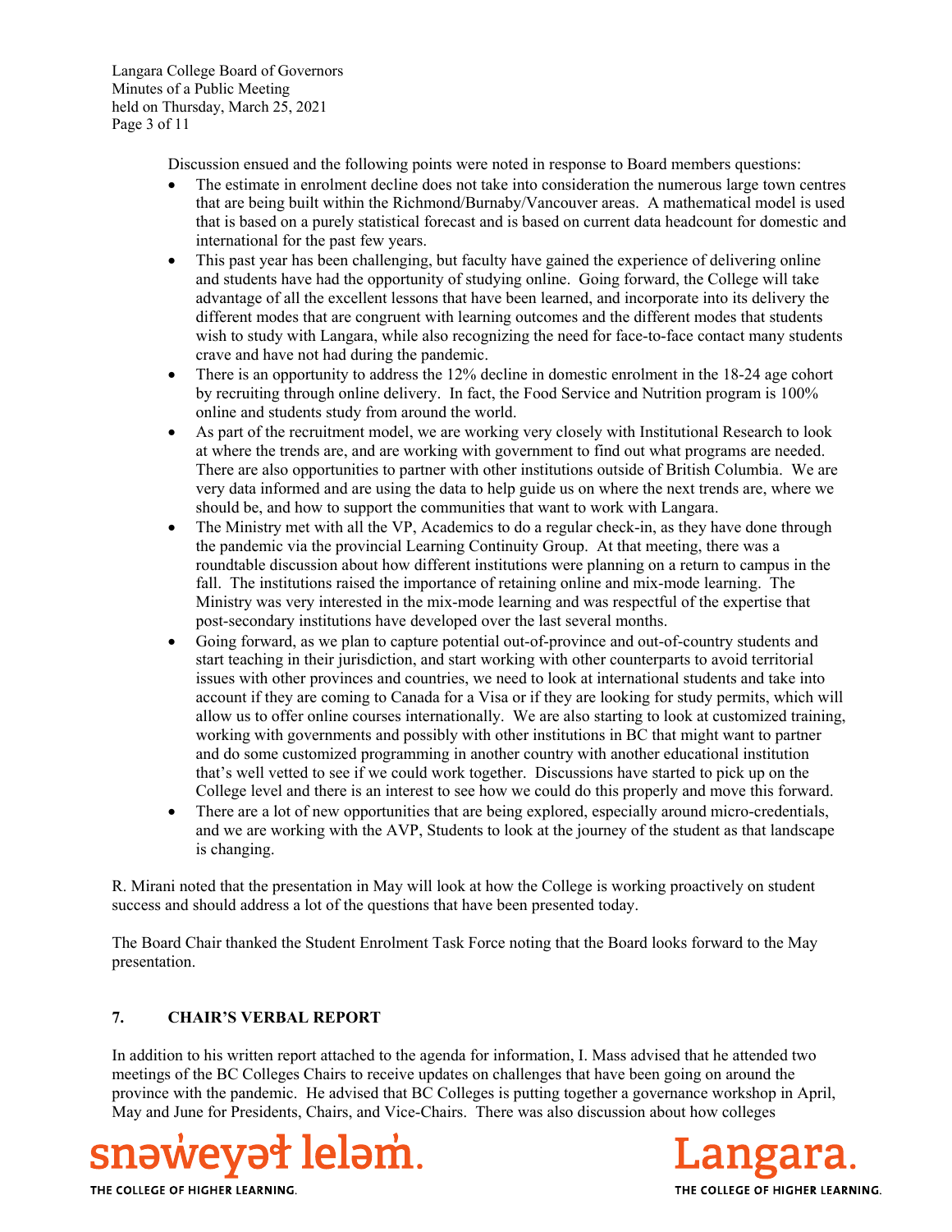Discussion ensued and the following points were noted in response to Board members questions:

- The estimate in enrolment decline does not take into consideration the numerous large town centres that are being built within the Richmond/Burnaby/Vancouver areas. A mathematical model is used that is based on a purely statistical forecast and is based on current data headcount for domestic and international for the past few years.
- This past year has been challenging, but faculty have gained the experience of delivering online and students have had the opportunity of studying online. Going forward, the College will take advantage of all the excellent lessons that have been learned, and incorporate into its delivery the different modes that are congruent with learning outcomes and the different modes that students wish to study with Langara, while also recognizing the need for face-to-face contact many students crave and have not had during the pandemic.
- There is an opportunity to address the 12% decline in domestic enrolment in the 18-24 age cohort by recruiting through online delivery. In fact, the Food Service and Nutrition program is 100% online and students study from around the world.
- As part of the recruitment model, we are working very closely with Institutional Research to look at where the trends are, and are working with government to find out what programs are needed. There are also opportunities to partner with other institutions outside of British Columbia. We are very data informed and are using the data to help guide us on where the next trends are, where we should be, and how to support the communities that want to work with Langara.
- The Ministry met with all the VP, Academics to do a regular check-in, as they have done through the pandemic via the provincial Learning Continuity Group. At that meeting, there was a roundtable discussion about how different institutions were planning on a return to campus in the fall. The institutions raised the importance of retaining online and mix-mode learning. The Ministry was very interested in the mix-mode learning and was respectful of the expertise that post-secondary institutions have developed over the last several months.
- Going forward, as we plan to capture potential out-of-province and out-of-country students and start teaching in their jurisdiction, and start working with other counterparts to avoid territorial issues with other provinces and countries, we need to look at international students and take into account if they are coming to Canada for a Visa or if they are looking for study permits, which will allow us to offer online courses internationally. We are also starting to look at customized training, working with governments and possibly with other institutions in BC that might want to partner and do some customized programming in another country with another educational institution that's well vetted to see if we could work together. Discussions have started to pick up on the College level and there is an interest to see how we could do this properly and move this forward.
- There are a lot of new opportunities that are being explored, especially around micro-credentials, and we are working with the AVP, Students to look at the journey of the student as that landscape is changing.

R. Mirani noted that the presentation in May will look at how the College is working proactively on student success and should address a lot of the questions that have been presented today.

The Board Chair thanked the Student Enrolment Task Force noting that the Board looks forward to the May presentation.

## 7. CHAIR'S VERBAL REPORT

In addition to his written report attached to the agenda for information, I. Mass advised that he attended two meetings of the BC Colleges Chairs to receive updates on challenges that have been going on around the province with the pandemic. He advised that BC Colleges is putting together a governance workshop in April, May and June for Presidents, Chairs, and Vice-Chairs. There was also discussion about how colleges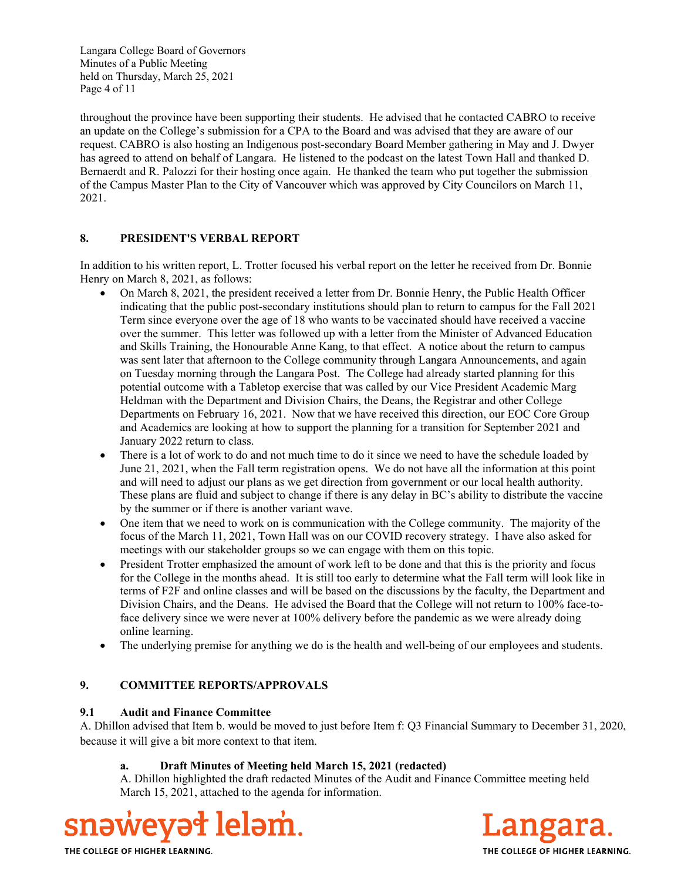throughout the province have been supporting their students. He advised that he contacted CABRO to receive an update on the College's submission for a CPA to the Board and was advised that they are aware of our request. CABRO is also hosting an Indigenous post-secondary Board Member gathering in May and J. Dwyer has agreed to attend on behalf of Langara. He listened to the podcast on the latest Town Hall and thanked D. Bernaerdt and R. Palozzi for their hosting once again. He thanked the team who put together the submission of the Campus Master Plan to the City of Vancouver which was approved by City Councilors on March 11, 2021.

## 8. PRESIDENT'S VERBAL REPORT

In addition to his written report, L. Trotter focused his verbal report on the letter he received from Dr. Bonnie Henry on March 8, 2021, as follows:

- On March 8, 2021, the president received a letter from Dr. Bonnie Henry, the Public Health Officer indicating that the public post-secondary institutions should plan to return to campus for the Fall 2021 Term since everyone over the age of 18 who wants to be vaccinated should have received a vaccine over the summer. This letter was followed up with a letter from the Minister of Advanced Education and Skills Training, the Honourable Anne Kang, to that effect. A notice about the return to campus was sent later that afternoon to the College community through Langara Announcements, and again on Tuesday morning through the Langara Post. The College had already started planning for this potential outcome with a Tabletop exercise that was called by our Vice President Academic Marg Heldman with the Department and Division Chairs, the Deans, the Registrar and other College Departments on February 16, 2021. Now that we have received this direction, our EOC Core Group and Academics are looking at how to support the planning for a transition for September 2021 and January 2022 return to class.
- There is a lot of work to do and not much time to do it since we need to have the schedule loaded by June 21, 2021, when the Fall term registration opens. We do not have all the information at this point and will need to adjust our plans as we get direction from government or our local health authority. These plans are fluid and subject to change if there is any delay in BC's ability to distribute the vaccine by the summer or if there is another variant wave.
- One item that we need to work on is communication with the College community. The majority of the focus of the March 11, 2021, Town Hall was on our COVID recovery strategy. I have also asked for meetings with our stakeholder groups so we can engage with them on this topic.
- President Trotter emphasized the amount of work left to be done and that this is the priority and focus for the College in the months ahead. It is still too early to determine what the Fall term will look like in terms of F2F and online classes and will be based on the discussions by the faculty, the Department and Division Chairs, and the Deans. He advised the Board that the College will not return to 100% face-to-face delivery since we were never at 100% delivery before the pandemic as we were already doing online learning.
- The underlying premise for anything we do is the health and well-being of our employees and students.

## 9. COMMITTEE REPORTS/APPROVALS

### 9.1 Audit and Finance Committee

A. Dhillon advised that Item b. would be moved to just before Item f: Q3 Financial Summary to December 31, 2020, because it will give a bit more context to that item.

**a. Draft Minutes of Meeting held March 15, 2021 (redacted)**

A. Dhillon highlighted the draft redacted Minutes of the Audit and Finance Committee meeting held March 15, 2021, attached to the agenda for information.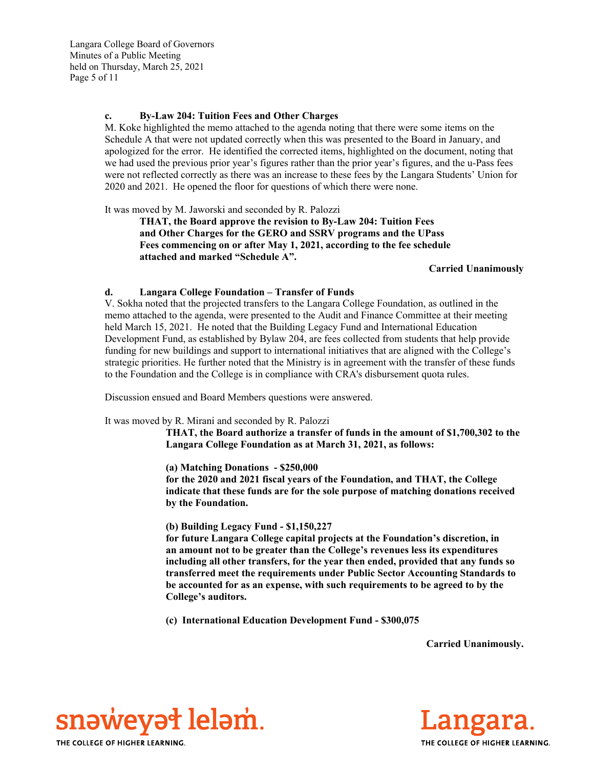**c. By-Law 204: Tuition Fees and Other Charges**

M. Koke highlighted the memo attached to the agenda noting that there were some items on the Schedule A that were not updated correctly when this was presented to the Board in January, and apologized for the error. He identified the corrected items, highlighted on the document, noting that we had used the previous prior year's figures rather than the prior year's figures, and the u-Pass fees were not reflected correctly as there was an increase to these fees by the Langara Students' Union for 2020 and 2021. He opened the floor for questions of which there were none.

It was moved by M. Jaworski and seconded by R. Palozzi

**THAT, the Board approve the revision to By-Law 204: Tuition Fees and Other Charges for the GERO and SSRV programs and the UPass Fees commencing on or after May 1, 2021, according to the fee schedule attached and marked "Schedule A".**

**Carried Unanimously**

**d. Langara College Foundation – Transfer of Funds**

V. Sokha noted that the projected transfers to the Langara College Foundation, as outlined in the memo attached to the agenda, were presented to the Audit and Finance Committee at their meeting held March 15, 2021. He noted that the Building Legacy Fund and International Education Development Fund, as established by Bylaw 204, are fees collected from students that help provide funding for new buildings and support to international initiatives that are aligned with the College's strategic priorities. He further noted that the Ministry is in agreement with the transfer of these funds to the Foundation and the College is in compliance with CRA's disbursement quota rules.

Discussion ensued and Board Members questions were answered.

It was moved by R. Mirani and seconded by R. Palozzi

**THAT, the Board authorize a transfer of funds in the amount of $1,700,302 to the Langara College Foundation as at March 31, 2021, as follows:**

**(a) Matching Donations - $250,000**
**for the 2020 and 2021 fiscal years of the Foundation, and THAT, the College indicate that these funds are for the sole purpose of matching donations received by the Foundation.**

**(b) Building Legacy Fund - $1,150,227**
**for future Langara College capital projects at the Foundation's discretion, in an amount not to be greater than the College's revenues less its expenditures including all other transfers, for the year then ended, provided that any funds so transferred meet the requirements under Public Sector Accounting Standards to be accounted for as an expense, with such requirements to be agreed to by the College's auditors.**

**(c) International Education Development Fund - $300,075**

**Carried Unanimously.**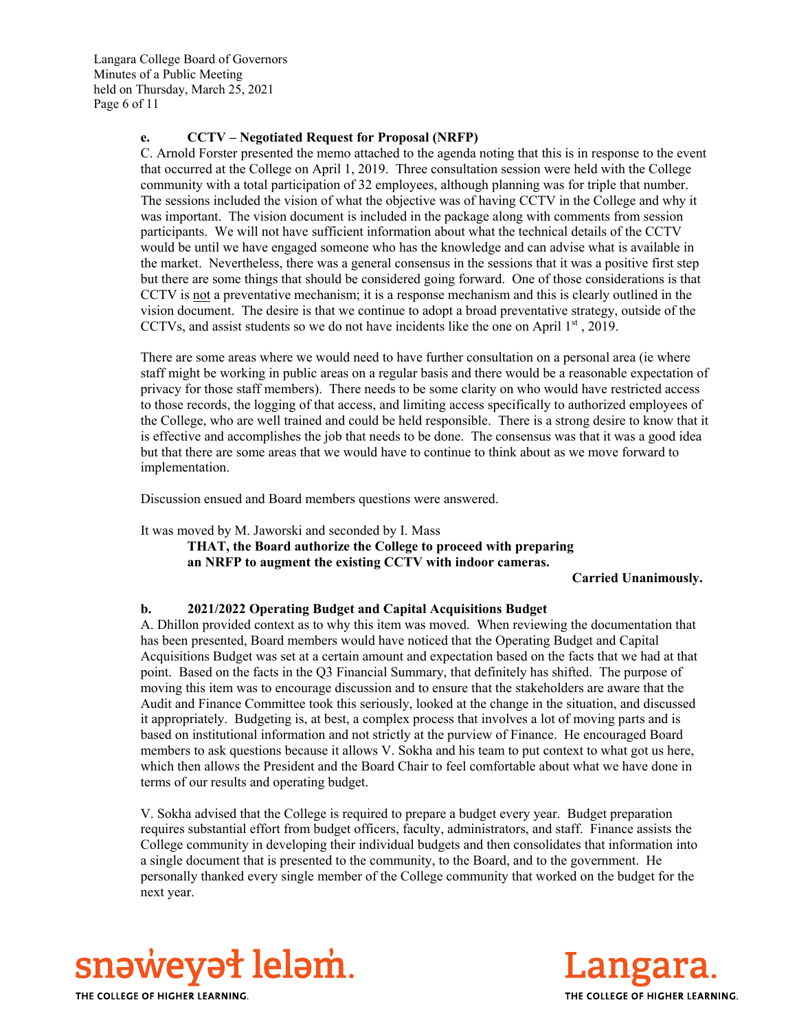**e. CCTV – Negotiated Request for Proposal (NRFP)**

C. Arnold Forster presented the memo attached to the agenda noting that this is in response to the event that occurred at the College on April 1, 2019. Three consultation session were held with the College community with a total participation of 32 employees, although planning was for triple that number. The sessions included the vision of what the objective was of having CCTV in the College and why it was important. The vision document is included in the package along with comments from session participants. We will not have sufficient information about what the technical details of the CCTV would be until we have engaged someone who has the knowledge and can advise what is available in the market. Nevertheless, there was a general consensus in the sessions that it was a positive first step but there are some things that should be considered going forward. One of those considerations is that CCTV is not a preventative mechanism; it is a response mechanism and this is clearly outlined in the vision document. The desire is that we continue to adopt a broad preventative strategy, outside of the CCTVs, and assist students so we do not have incidents like the one on April 1st, 2019.

There are some areas where we would need to have further consultation on a personal area (ie where staff might be working in public areas on a regular basis and there would be a reasonable expectation of privacy for those staff members). There needs to be some clarity on who would have restricted access to those records, the logging of that access, and limiting access specifically to authorized employees of the College, who are well trained and could be held responsible. There is a strong desire to know that it is effective and accomplishes the job that needs to be done. The consensus was that it was a good idea but that there are some areas that we would have to continue to think about as we move forward to implementation.

Discussion ensued and Board members questions were answered.

It was moved by M. Jaworski and seconded by I. Mass

**THAT, the Board authorize the College to proceed with preparing an NRFP to augment the existing CCTV with indoor cameras.**

**Carried Unanimously.**

**b. 2021/2022 Operating Budget and Capital Acquisitions Budget**

A. Dhillon provided context as to why this item was moved. When reviewing the documentation that has been presented, Board members would have noticed that the Operating Budget and Capital Acquisitions Budget was set at a certain amount and expectation based on the facts that we had at that point. Based on the facts in the Q3 Financial Summary, that definitely has shifted. The purpose of moving this item was to encourage discussion and to ensure that the stakeholders are aware that the Audit and Finance Committee took this seriously, looked at the change in the situation, and discussed it appropriately. Budgeting is, at best, a complex process that involves a lot of moving parts and is based on institutional information and not strictly at the purview of Finance. He encouraged Board members to ask questions because it allows V. Sokha and his team to put context to what got us here, which then allows the President and the Board Chair to feel comfortable about what we have done in terms of our results and operating budget.

V. Sokha advised that the College is required to prepare a budget every year. Budget preparation requires substantial effort from budget officers, faculty, administrators, and staff. Finance assists the College community in developing their individual budgets and then consolidates that information into a single document that is presented to the community, to the Board, and to the government. He personally thanked every single member of the College community that worked on the budget for the next year.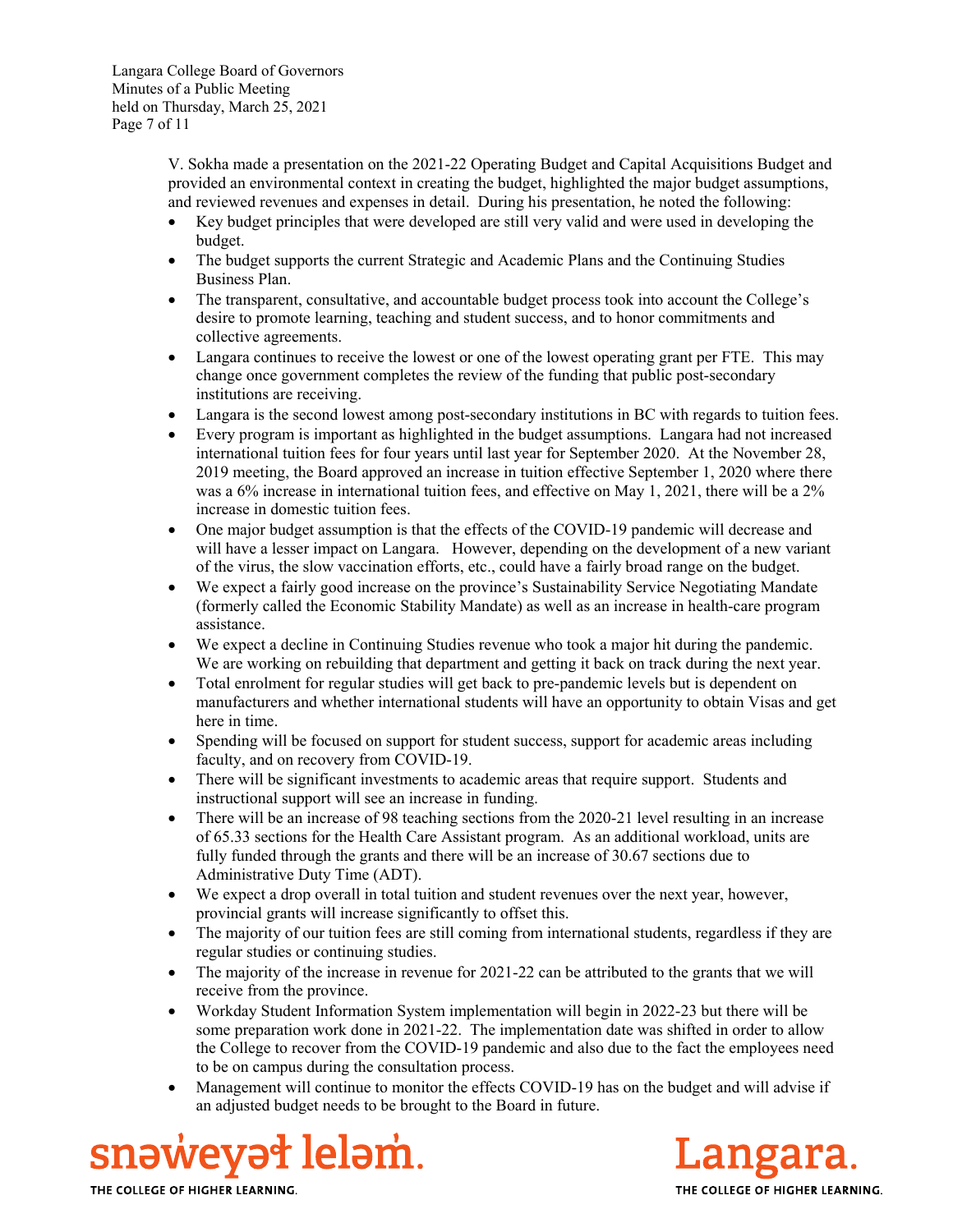V. Sokha made a presentation on the 2021-22 Operating Budget and Capital Acquisitions Budget and provided an environmental context in creating the budget, highlighted the major budget assumptions, and reviewed revenues and expenses in detail. During his presentation, he noted the following:

- Key budget principles that were developed are still very valid and were used in developing the budget.
- The budget supports the current Strategic and Academic Plans and the Continuing Studies Business Plan.
- The transparent, consultative, and accountable budget process took into account the College's desire to promote learning, teaching and student success, and to honor commitments and collective agreements.
- Langara continues to receive the lowest or one of the lowest operating grant per FTE. This may change once government completes the review of the funding that public post-secondary institutions are receiving.
- Langara is the second lowest among post-secondary institutions in BC with regards to tuition fees.
- Every program is important as highlighted in the budget assumptions. Langara had not increased international tuition fees for four years until last year for September 2020. At the November 28, 2019 meeting, the Board approved an increase in tuition effective September 1, 2020 where there was a 6% increase in international tuition fees, and effective on May 1, 2021, there will be a 2% increase in domestic tuition fees.
- One major budget assumption is that the effects of the COVID-19 pandemic will decrease and will have a lesser impact on Langara. However, depending on the development of a new variant of the virus, the slow vaccination efforts, etc., could have a fairly broad range on the budget.
- We expect a fairly good increase on the province's Sustainability Service Negotiating Mandate (formerly called the Economic Stability Mandate) as well as an increase in health-care program assistance.
- We expect a decline in Continuing Studies revenue who took a major hit during the pandemic. We are working on rebuilding that department and getting it back on track during the next year.
- Total enrolment for regular studies will get back to pre-pandemic levels but is dependent on manufacturers and whether international students will have an opportunity to obtain Visas and get here in time.
- Spending will be focused on support for student success, support for academic areas including faculty, and on recovery from COVID-19.
- There will be significant investments to academic areas that require support. Students and instructional support will see an increase in funding.
- There will be an increase of 98 teaching sections from the 2020-21 level resulting in an increase of 65.33 sections for the Health Care Assistant program. As an additional workload, units are fully funded through the grants and there will be an increase of 30.67 sections due to Administrative Duty Time (ADT).
- We expect a drop overall in total tuition and student revenues over the next year, however, provincial grants will increase significantly to offset this.
- The majority of our tuition fees are still coming from international students, regardless if they are regular studies or continuing studies.
- The majority of the increase in revenue for 2021-22 can be attributed to the grants that we will receive from the province.
- Workday Student Information System implementation will begin in 2022-23 but there will be some preparation work done in 2021-22. The implementation date was shifted in order to allow the College to recover from the COVID-19 pandemic and also due to the fact the employees need to be on campus during the consultation process.
- Management will continue to monitor the effects COVID-19 has on the budget and will advise if an adjusted budget needs to be brought to the Board in future.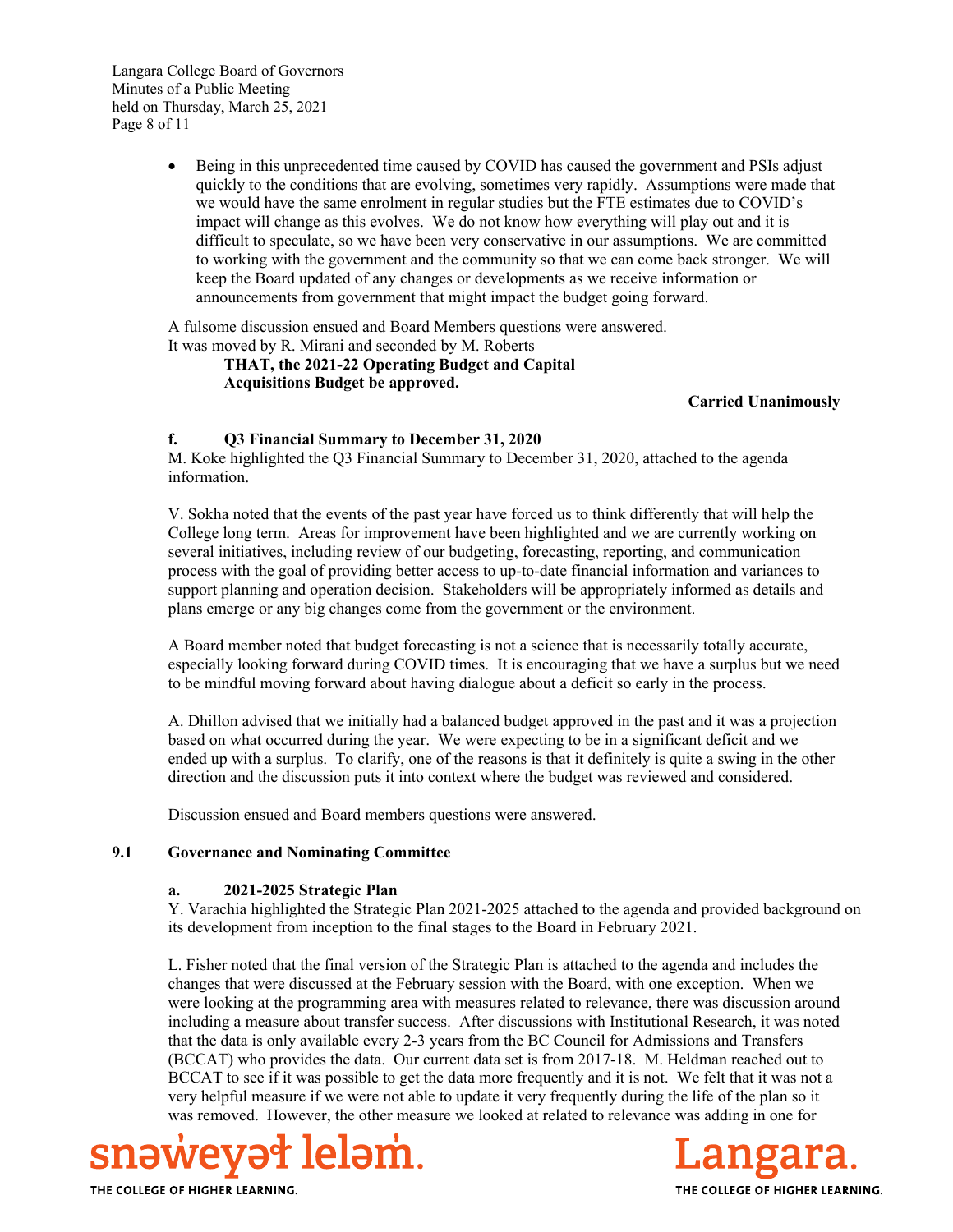- Being in this unprecedented time caused by COVID has caused the government and PSIs adjust quickly to the conditions that are evolving, sometimes very rapidly. Assumptions were made that we would have the same enrolment in regular studies but the FTE estimates due to COVID's impact will change as this evolves. We do not know how everything will play out and it is difficult to speculate, so we have been very conservative in our assumptions. We are committed to working with the government and the community so that we can come back stronger. We will keep the Board updated of any changes or developments as we receive information or announcements from government that might impact the budget going forward.

A fulsome discussion ensued and Board Members questions were answered.
It was moved by R. Mirani and seconded by M. Roberts

> **THAT, the 2021-22 Operating Budget and Capital Acquisitions Budget be approved.**

**Carried Unanimously**

#### f. Q3 Financial Summary to December 31, 2020

M. Koke highlighted the Q3 Financial Summary to December 31, 2020, attached to the agenda information.

V. Sokha noted that the events of the past year have forced us to think differently that will help the College long term. Areas for improvement have been highlighted and we are currently working on several initiatives, including review of our budgeting, forecasting, reporting, and communication process with the goal of providing better access to up-to-date financial information and variances to support planning and operation decision. Stakeholders will be appropriately informed as details and plans emerge or any big changes come from the government or the environment.

A Board member noted that budget forecasting is not a science that is necessarily totally accurate, especially looking forward during COVID times. It is encouraging that we have a surplus but we need to be mindful moving forward about having dialogue about a deficit so early in the process.

A. Dhillon advised that we initially had a balanced budget approved in the past and it was a projection based on what occurred during the year. We were expecting to be in a significant deficit and we ended up with a surplus. To clarify, one of the reasons is that it definitely is quite a swing in the other direction and the discussion puts it into context where the budget was reviewed and considered.

Discussion ensued and Board members questions were answered.

### 9.1 Governance and Nominating Committee

#### a. 2021-2025 Strategic Plan

Y. Varachia highlighted the Strategic Plan 2021-2025 attached to the agenda and provided background on its development from inception to the final stages to the Board in February 2021.

L. Fisher noted that the final version of the Strategic Plan is attached to the agenda and includes the changes that were discussed at the February session with the Board, with one exception. When we were looking at the programming area with measures related to relevance, there was discussion around including a measure about transfer success. After discussions with Institutional Research, it was noted that the data is only available every 2-3 years from the BC Council for Admissions and Transfers (BCCAT) who provides the data. Our current data set is from 2017-18. M. Heldman reached out to BCCAT to see if it was possible to get the data more frequently and it is not. We felt that it was not a very helpful measure if we were not able to update it very frequently during the life of the plan so it was removed. However, the other measure we looked at related to relevance was adding in one for

snəw̓eyəɬ leləm̓.
THE COLLEGE OF HIGHER LEARNING.

Langara.
THE COLLEGE OF HIGHER LEARNING.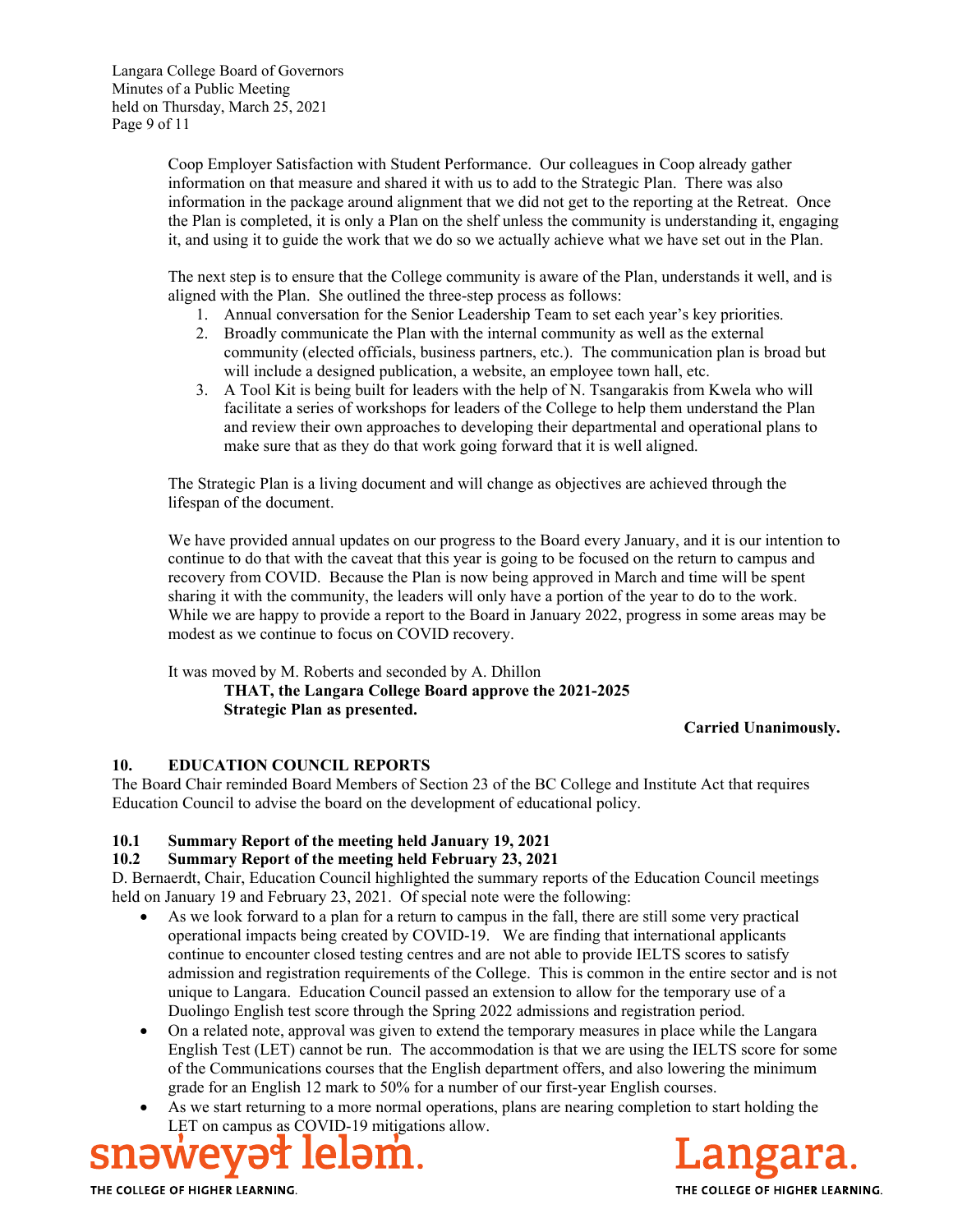Coop Employer Satisfaction with Student Performance. Our colleagues in Coop already gather information on that measure and shared it with us to add to the Strategic Plan. There was also information in the package around alignment that we did not get to the reporting at the Retreat. Once the Plan is completed, it is only a Plan on the shelf unless the community is understanding it, engaging it, and using it to guide the work that we do so we actually achieve what we have set out in the Plan.

The next step is to ensure that the College community is aware of the Plan, understands it well, and is aligned with the Plan. She outlined the three-step process as follows:

1. Annual conversation for the Senior Leadership Team to set each year's key priorities.
2. Broadly communicate the Plan with the internal community as well as the external community (elected officials, business partners, etc.). The communication plan is broad but will include a designed publication, a website, an employee town hall, etc.
3. A Tool Kit is being built for leaders with the help of N. Tsangarakis from Kwela who will facilitate a series of workshops for leaders of the College to help them understand the Plan and review their own approaches to developing their departmental and operational plans to make sure that as they do that work going forward that it is well aligned.

The Strategic Plan is a living document and will change as objectives are achieved through the lifespan of the document.

We have provided annual updates on our progress to the Board every January, and it is our intention to continue to do that with the caveat that this year is going to be focused on the return to campus and recovery from COVID. Because the Plan is now being approved in March and time will be spent sharing it with the community, the leaders will only have a portion of the year to do the work. While we are happy to provide a report to the Board in January 2022, progress in some areas may be modest as we continue to focus on COVID recovery.

It was moved by M. Roberts and seconded by A. Dhillon

**THAT, the Langara College Board approve the 2021-2025 Strategic Plan as presented.**

**Carried Unanimously.**

## 10. EDUCATION COUNCIL REPORTS

The Board Chair reminded Board Members of Section 23 of the BC College and Institute Act that requires Education Council to advise the board on the development of educational policy.

### 10.1 Summary Report of the meeting held January 19, 2021
### 10.2 Summary Report of the meeting held February 23, 2021

D. Bernaerdt, Chair, Education Council highlighted the summary reports of the Education Council meetings held on January 19 and February 23, 2021. Of special note were the following:

- As we look forward to a plan for a return to campus in the fall, there are still some very practical operational impacts being created by COVID-19. We are finding that international applicants continue to encounter closed testing centres and are not able to provide IELTS scores to satisfy admission and registration requirements of the College. This is common in the entire sector and is not unique to Langara. Education Council passed an extension to allow for the temporary use of a Duolingo English test score through the Spring 2022 admissions and registration period.
- On a related note, approval was given to extend the temporary measures in place while the Langara English Test (LET) cannot be run. The accommodation is that we are using the IELTS score for some of the Communications courses that the English department offers, and also lowering the minimum grade for an English 12 mark to 50% for a number of our first-year English courses.
- As we start returning to a more normal operations, plans are nearing completion to start holding the LET on campus as COVID-19 mitigations allow.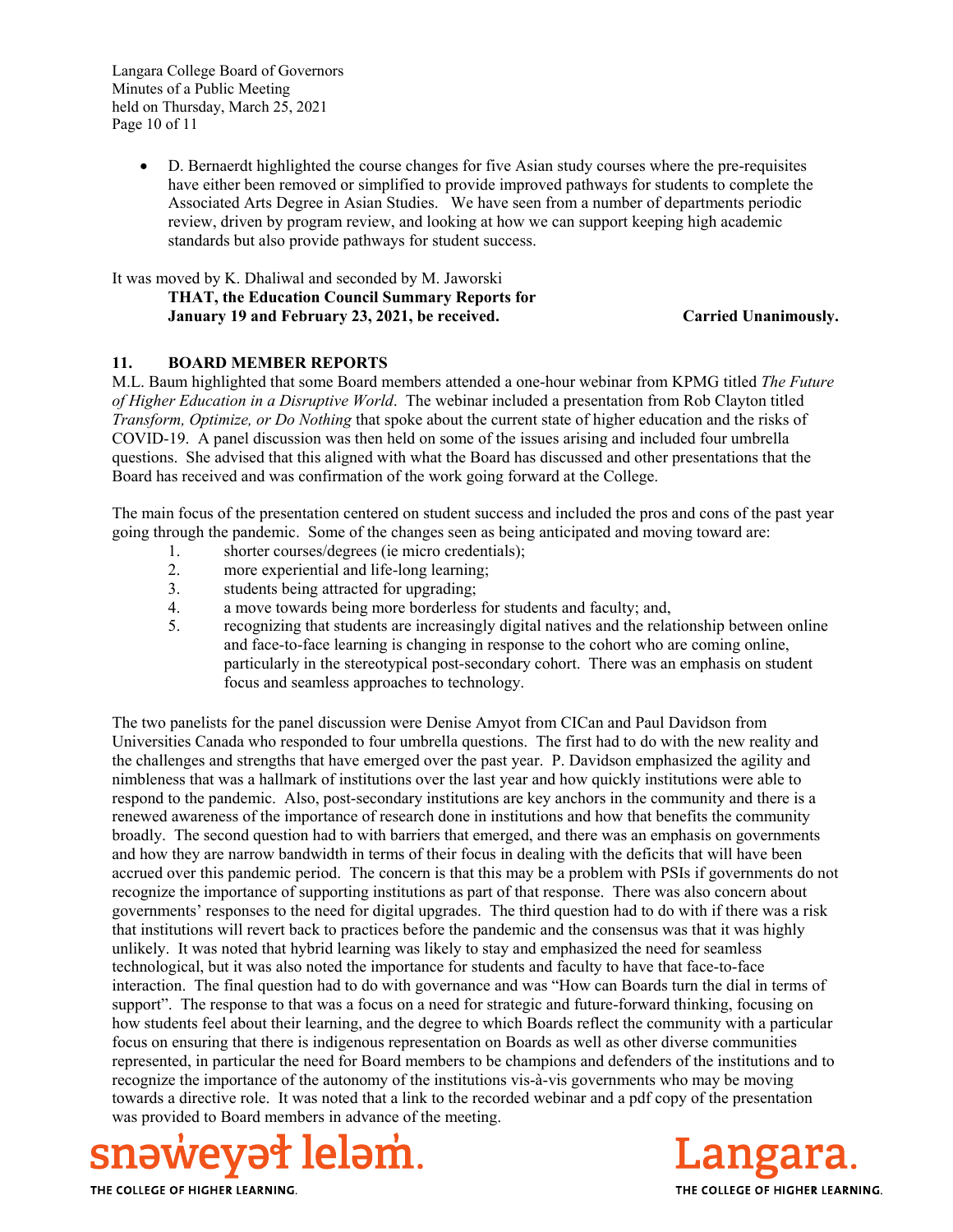- D. Bernaerdt highlighted the course changes for five Asian study courses where the pre-requisites have either been removed or simplified to provide improved pathways for students to complete the Associated Arts Degree in Asian Studies. We have seen from a number of departments periodic review, driven by program review, and looking at how we can support keeping high academic standards but also provide pathways for student success.

It was moved by K. Dhaliwal and seconded by M. Jaworski

**THAT, the Education Council Summary Reports for January 19 and February 23, 2021, be received.** **Carried Unanimously.**

## 11. BOARD MEMBER REPORTS

M.L. Baum highlighted that some Board members attended a one-hour webinar from KPMG titled *The Future of Higher Education in a Disruptive World*. The webinar included a presentation from Rob Clayton titled *Transform, Optimize, or Do Nothing* that spoke about the current state of higher education and the risks of COVID-19. A panel discussion was then held on some of the issues arising and included four umbrella questions. She advised that this aligned with what the Board has discussed and other presentations that the Board has received and was confirmation of the work going forward at the College.

The main focus of the presentation centered on student success and included the pros and cons of the past year going through the pandemic. Some of the changes seen as being anticipated and moving toward are:

1. shorter courses/degrees (ie micro credentials);
2. more experiential and life-long learning;
3. students being attracted for upgrading;
4. a move towards being more borderless for students and faculty; and,
5. recognizing that students are increasingly digital natives and the relationship between online and face-to-face learning is changing in response to the cohort who are coming online, particularly in the stereotypical post-secondary cohort. There was an emphasis on student focus and seamless approaches to technology.

The two panelists for the panel discussion were Denise Amyot from CICan and Paul Davidson from Universities Canada who responded to four umbrella questions. The first had to do with the new reality and the challenges and strengths that have emerged over the past year. P. Davidson emphasized the agility and nimbleness that was a hallmark of institutions over the last year and how quickly institutions were able to respond to the pandemic. Also, post-secondary institutions are key anchors in the community and there is a renewed awareness of the importance of research done in institutions and how that benefits the community broadly. The second question had to with barriers that emerged, and there was an emphasis on governments and how they are narrow bandwidth in terms of their focus in dealing with the deficits that will have been accrued over this pandemic period. The concern is that this may be a problem with PSIs if governments do not recognize the importance of supporting institutions as part of that response. There was also concern about governments' responses to the need for digital upgrades. The third question had to do with if there was a risk that institutions will revert back to practices before the pandemic and the consensus was that it was highly unlikely. It was noted that hybrid learning was likely to stay and emphasized the need for seamless technological, but it was also noted the importance for students and faculty to have that face-to-face interaction. The final question had to do with governance and was "How can Boards turn the dial in terms of support". The response to that was a focus on a need for strategic and future-forward thinking, focusing on how students feel about their learning, and the degree to which Boards reflect the community with a particular focus on ensuring that there is indigenous representation on Boards as well as other diverse communities represented, in particular the need for Board members to be champions and defenders of the institutions and to recognize the importance of the autonomy of the institutions vis-à-vis governments who may be moving towards a directive role. It was noted that a link to the recorded webinar and a pdf copy of the presentation was provided to Board members in advance of the meeting.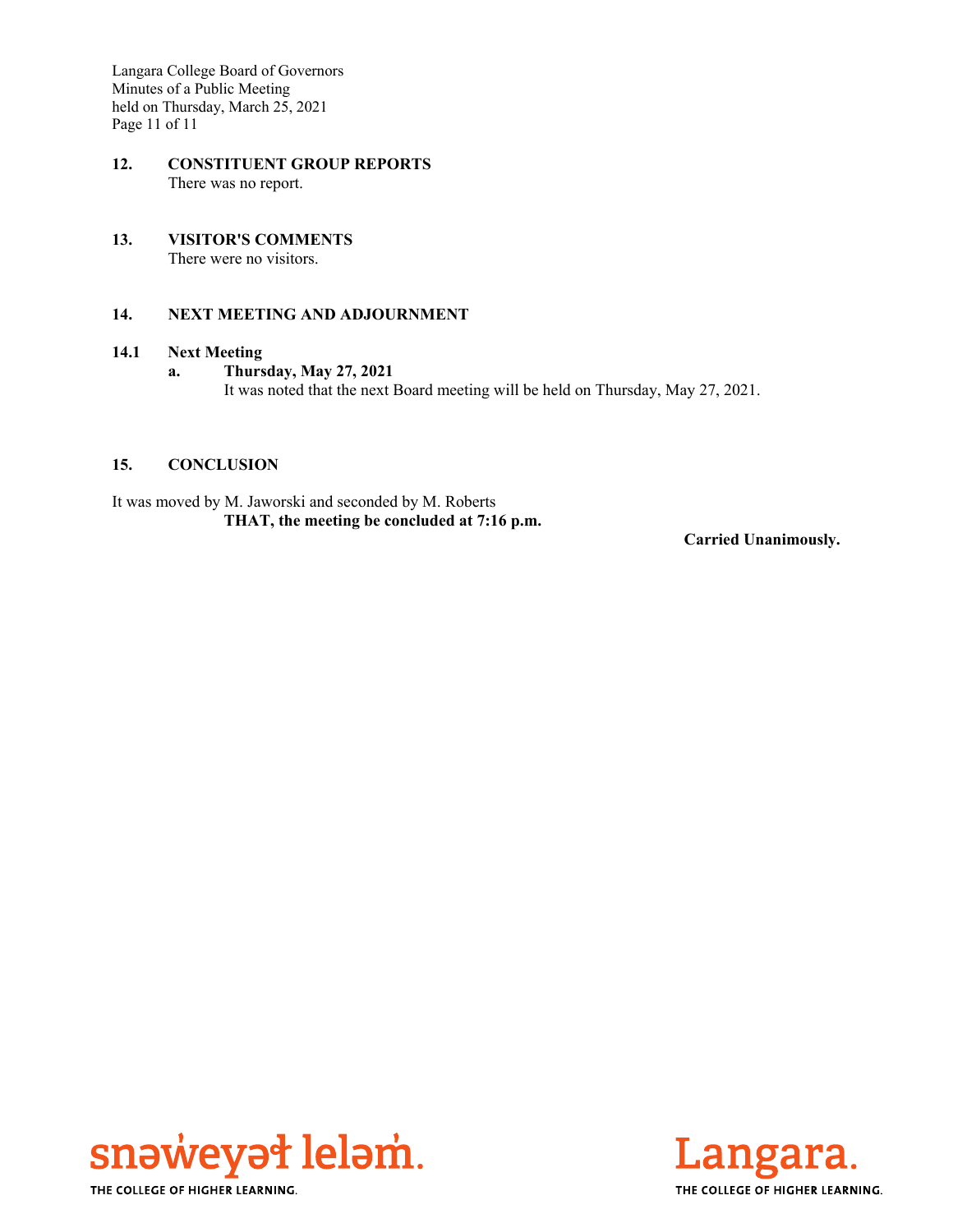## 12. CONSTITUENT GROUP REPORTS

There was no report.

## 13. VISITOR'S COMMENTS

There were no visitors.

## 14. NEXT MEETING AND ADJOURNMENT

### 14.1 Next Meeting

**a. Thursday, May 27, 2021**

It was noted that the next Board meeting will be held on Thursday, May 27, 2021.

## 15. CONCLUSION

It was moved by M. Jaworski and seconded by M. Roberts

**THAT, the meeting be concluded at 7:16 p.m.**

**Carried Unanimously.**

snəw̓eyəɬ leləm̓.
THE COLLEGE OF HIGHER LEARNING.

Langara.
THE COLLEGE OF HIGHER LEARNING.